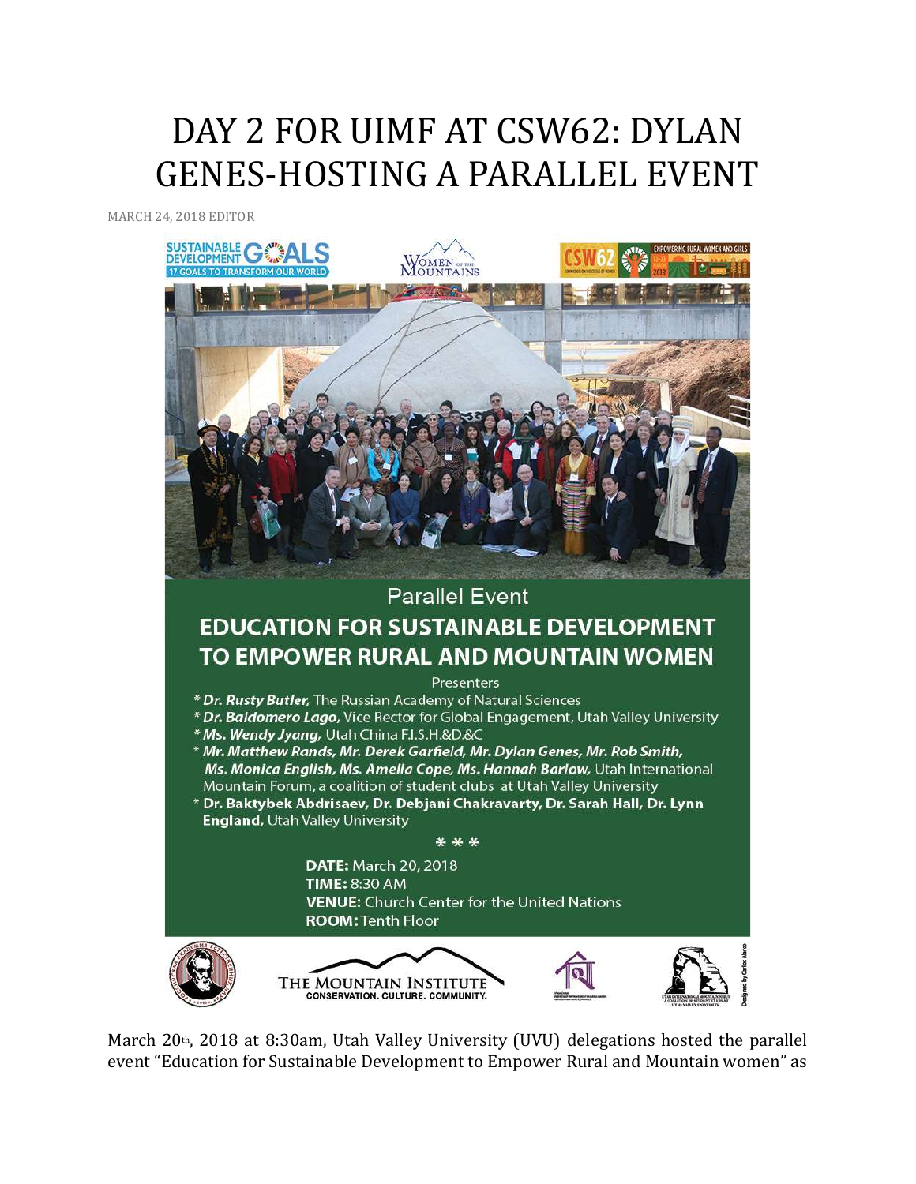# DAY 2 FOR UIMF AT CSW62: DYLAN GENES-HOSTING A PARALLEL EVENT

MARCH 24, 2018 EDITOR

SUSTAINABLE DEVELOPMENT GOALS — 17 GOALS TO TRANSFORM OUR WORLD

WOMEN OF THE MOUNTAINS

CSW62 — EMPOWERING RURAL WOMEN AND GIRLS

Parallel Event

**EDUCATION FOR SUSTAINABLE DEVELOPMENT TO EMPOWER RURAL AND MOUNTAIN WOMEN**

Presenters

* ***Dr. Rusty Butler,*** The Russian Academy of Natural Sciences
* ***Dr. Baldomero Lago,*** Vice Rector for Global Engagement, Utah Valley University
* ***Ms. Wendy Jyang,*** Utah China F.I.S.H.&D.&C
* ***Mr. Matthew Rands, Mr. Derek Garfield, Mr. Dylan Genes, Mr. Rob Smith, Ms. Monica English, Ms. Amelia Cope, Ms. Hannah Barlow,*** Utah International Mountain Forum, a coalition of student clubs at Utah Valley University
* **Dr. Baktybek Abdrisaev, Dr. Debjani Chakravarty, Dr. Sarah Hall, Dr. Lynn England,** Utah Valley University

\* \* \*

**DATE:** March 20, 2018
**TIME:** 8:30 AM
**VENUE:** Church Center for the United Nations
**ROOM:** Tenth Floor

THE MOUNTAIN INSTITUTE — CONSERVATION. CULTURE. COMMUNITY.

Designed by Carlos Marco

March 20th, 2018 at 8:30am, Utah Valley University (UVU) delegations hosted the parallel event "Education for Sustainable Development to Empower Rural and Mountain women" as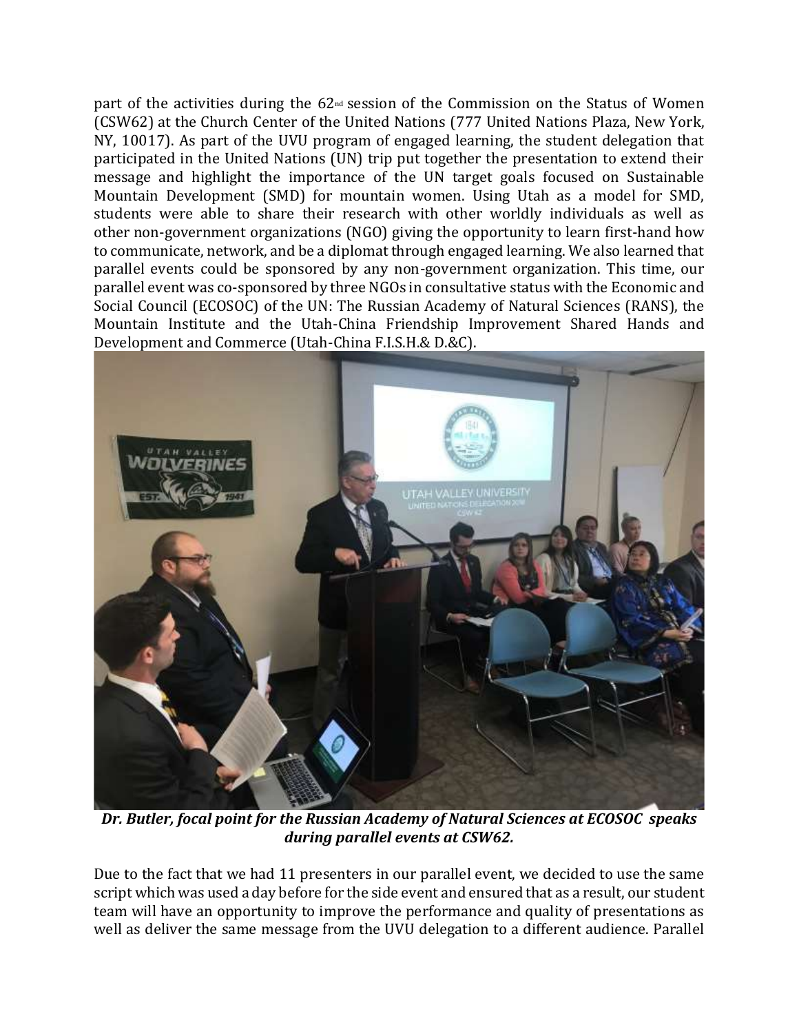part of the activities during the 62nd session of the Commission on the Status of Women (CSW62) at the Church Center of the United Nations (777 United Nations Plaza, New York, NY, 10017). As part of the UVU program of engaged learning, the student delegation that participated in the United Nations (UN) trip put together the presentation to extend their message and highlight the importance of the UN target goals focused on Sustainable Mountain Development (SMD) for mountain women. Using Utah as a model for SMD, students were able to share their research with other worldly individuals as well as other non-government organizations (NGO) giving the opportunity to learn first-hand how to communicate, network, and be a diplomat through engaged learning. We also learned that parallel events could be sponsored by any non-government organization. This time, our parallel event was co-sponsored by three NGOs in consultative status with the Economic and Social Council (ECOSOC) of the UN: The Russian Academy of Natural Sciences (RANS), the Mountain Institute and the Utah-China Friendship Improvement Shared Hands and Development and Commerce (Utah-China F.I.S.H.& D.&C).

***Dr. Butler, focal point for the Russian Academy of Natural Sciences at ECOSOC speaks during parallel events at CSW62.***

Due to the fact that we had 11 presenters in our parallel event, we decided to use the same script which was used a day before for the side event and ensured that as a result, our student team will have an opportunity to improve the performance and quality of presentations as well as deliver the same message from the UVU delegation to a different audience. Parallel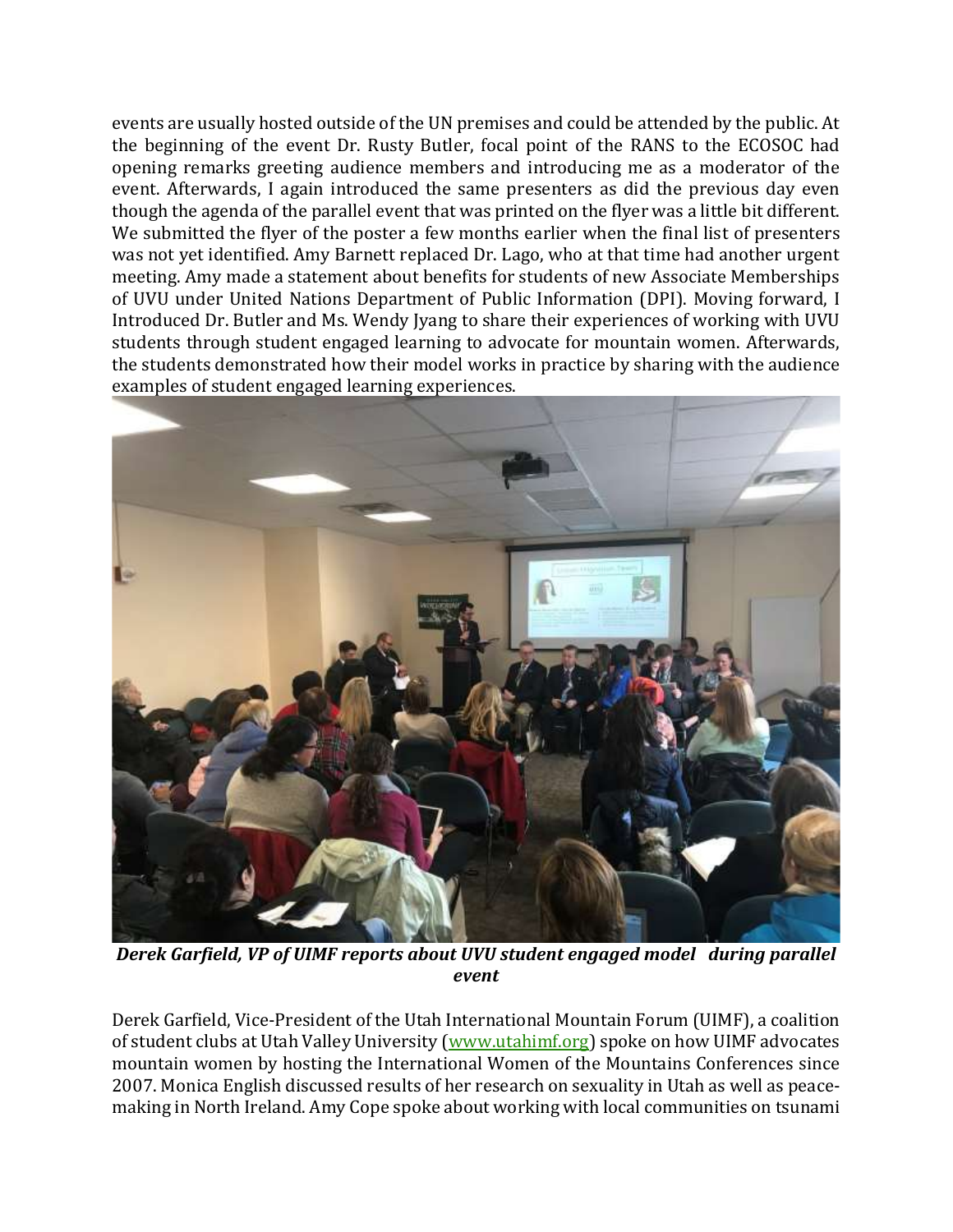events are usually hosted outside of the UN premises and could be attended by the public. At the beginning of the event Dr. Rusty Butler, focal point of the RANS to the ECOSOC had opening remarks greeting audience members and introducing me as a moderator of the event. Afterwards, I again introduced the same presenters as did the previous day even though the agenda of the parallel event that was printed on the flyer was a little bit different. We submitted the flyer of the poster a few months earlier when the final list of presenters was not yet identified. Amy Barnett replaced Dr. Lago, who at that time had another urgent meeting. Amy made a statement about benefits for students of new Associate Memberships of UVU under United Nations Department of Public Information (DPI). Moving forward, I Introduced Dr. Butler and Ms. Wendy Jyang to share their experiences of working with UVU students through student engaged learning to advocate for mountain women. Afterwards, the students demonstrated how their model works in practice by sharing with the audience examples of student engaged learning experiences.

***Derek Garfield, VP of UIMF reports about UVU student engaged model during parallel event***

Derek Garfield, Vice-President of the Utah International Mountain Forum (UIMF), a coalition of student clubs at Utah Valley University (www.utahimf.org) spoke on how UIMF advocates mountain women by hosting the International Women of the Mountains Conferences since 2007. Monica English discussed results of her research on sexuality in Utah as well as peace-making in North Ireland. Amy Cope spoke about working with local communities on tsunami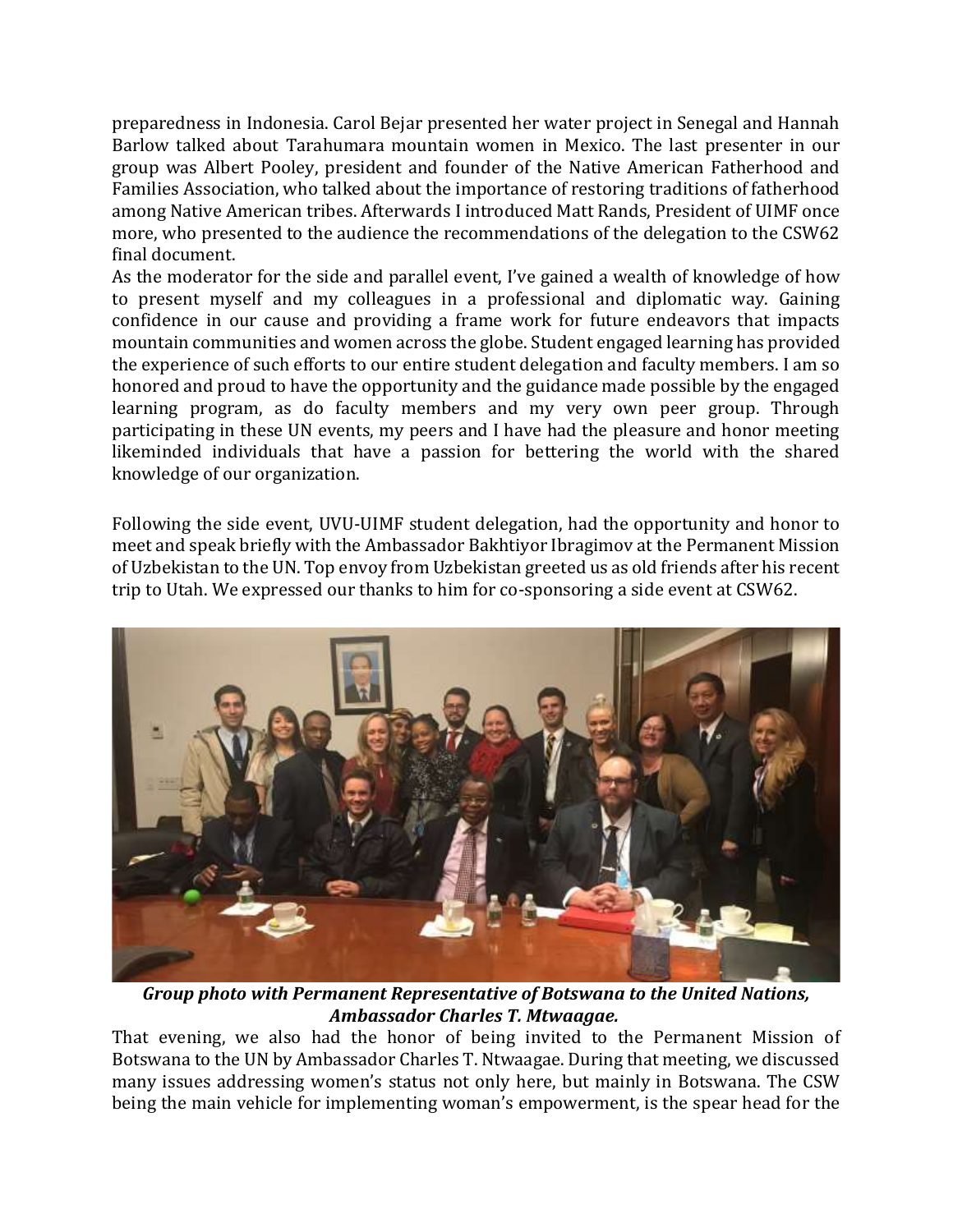preparedness in Indonesia. Carol Bejar presented her water project in Senegal and Hannah Barlow talked about Tarahumara mountain women in Mexico. The last presenter in our group was Albert Pooley, president and founder of the Native American Fatherhood and Families Association, who talked about the importance of restoring traditions of fatherhood among Native American tribes. Afterwards I introduced Matt Rands, President of UIMF once more, who presented to the audience the recommendations of the delegation to the CSW62 final document.

As the moderator for the side and parallel event, I've gained a wealth of knowledge of how to present myself and my colleagues in a professional and diplomatic way. Gaining confidence in our cause and providing a frame work for future endeavors that impacts mountain communities and women across the globe. Student engaged learning has provided the experience of such efforts to our entire student delegation and faculty members. I am so honored and proud to have the opportunity and the guidance made possible by the engaged learning program, as do faculty members and my very own peer group. Through participating in these UN events, my peers and I have had the pleasure and honor meeting likeminded individuals that have a passion for bettering the world with the shared knowledge of our organization.

Following the side event, UVU-UIMF student delegation, had the opportunity and honor to meet and speak briefly with the Ambassador Bakhtiyor Ibragimov at the Permanent Mission of Uzbekistan to the UN. Top envoy from Uzbekistan greeted us as old friends after his recent trip to Utah. We expressed our thanks to him for co-sponsoring a side event at CSW62.

***Group photo with Permanent Representative of Botswana to the United Nations, Ambassador Charles T. Mtwaagae.***

That evening, we also had the honor of being invited to the Permanent Mission of Botswana to the UN by Ambassador Charles T. Ntwaagae. During that meeting, we discussed many issues addressing women's status not only here, but mainly in Botswana. The CSW being the main vehicle for implementing woman's empowerment, is the spear head for the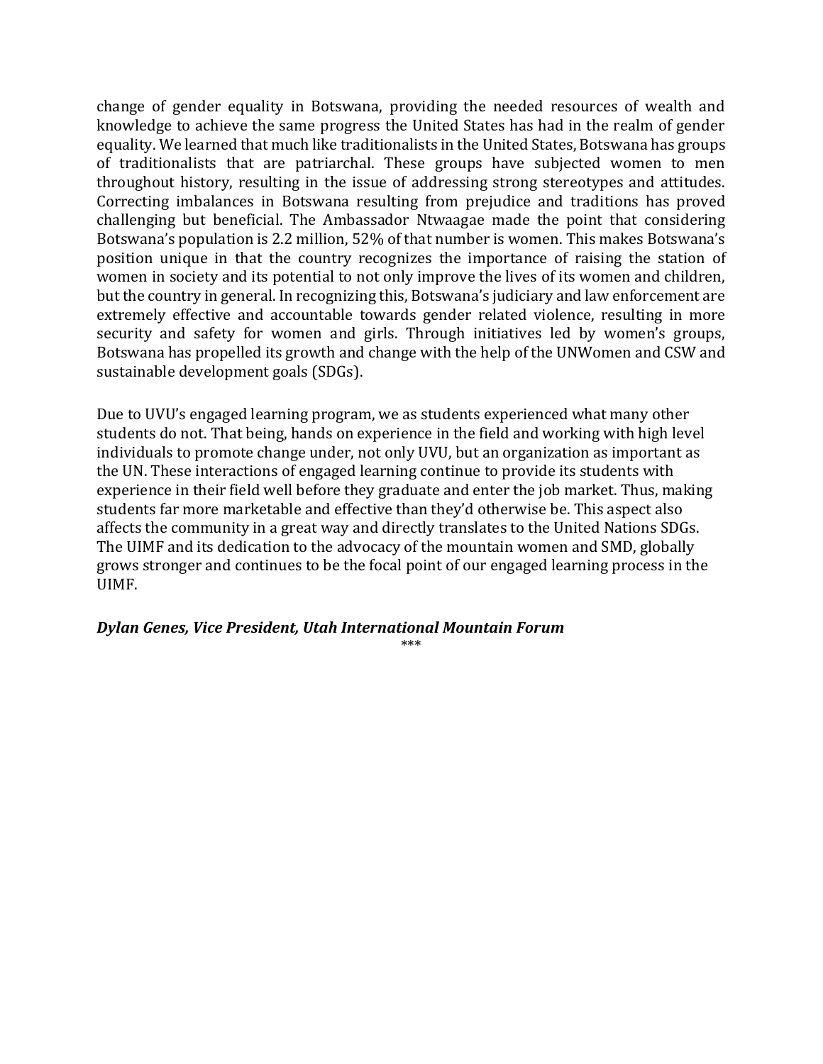change of gender equality in Botswana, providing the needed resources of wealth and knowledge to achieve the same progress the United States has had in the realm of gender equality. We learned that much like traditionalists in the United States, Botswana has groups of traditionalists that are patriarchal. These groups have subjected women to men throughout history, resulting in the issue of addressing strong stereotypes and attitudes. Correcting imbalances in Botswana resulting from prejudice and traditions has proved challenging but beneficial. The Ambassador Ntwaagae made the point that considering Botswana's population is 2.2 million, 52% of that number is women. This makes Botswana's position unique in that the country recognizes the importance of raising the station of women in society and its potential to not only improve the lives of its women and children, but the country in general. In recognizing this, Botswana's judiciary and law enforcement are extremely effective and accountable towards gender related violence, resulting in more security and safety for women and girls. Through initiatives led by women's groups, Botswana has propelled its growth and change with the help of the UNWomen and CSW and sustainable development goals (SDGs).

Due to UVU's engaged learning program, we as students experienced what many other students do not. That being, hands on experience in the field and working with high level individuals to promote change under, not only UVU, but an organization as important as the UN. These interactions of engaged learning continue to provide its students with experience in their field well before they graduate and enter the job market. Thus, making students far more marketable and effective than they'd otherwise be. This aspect also affects the community in a great way and directly translates to the United Nations SDGs. The UIMF and its dedication to the advocacy of the mountain women and SMD, globally grows stronger and continues to be the focal point of our engaged learning process in the UIMF.

***Dylan Genes, Vice President, Utah International Mountain Forum***

***